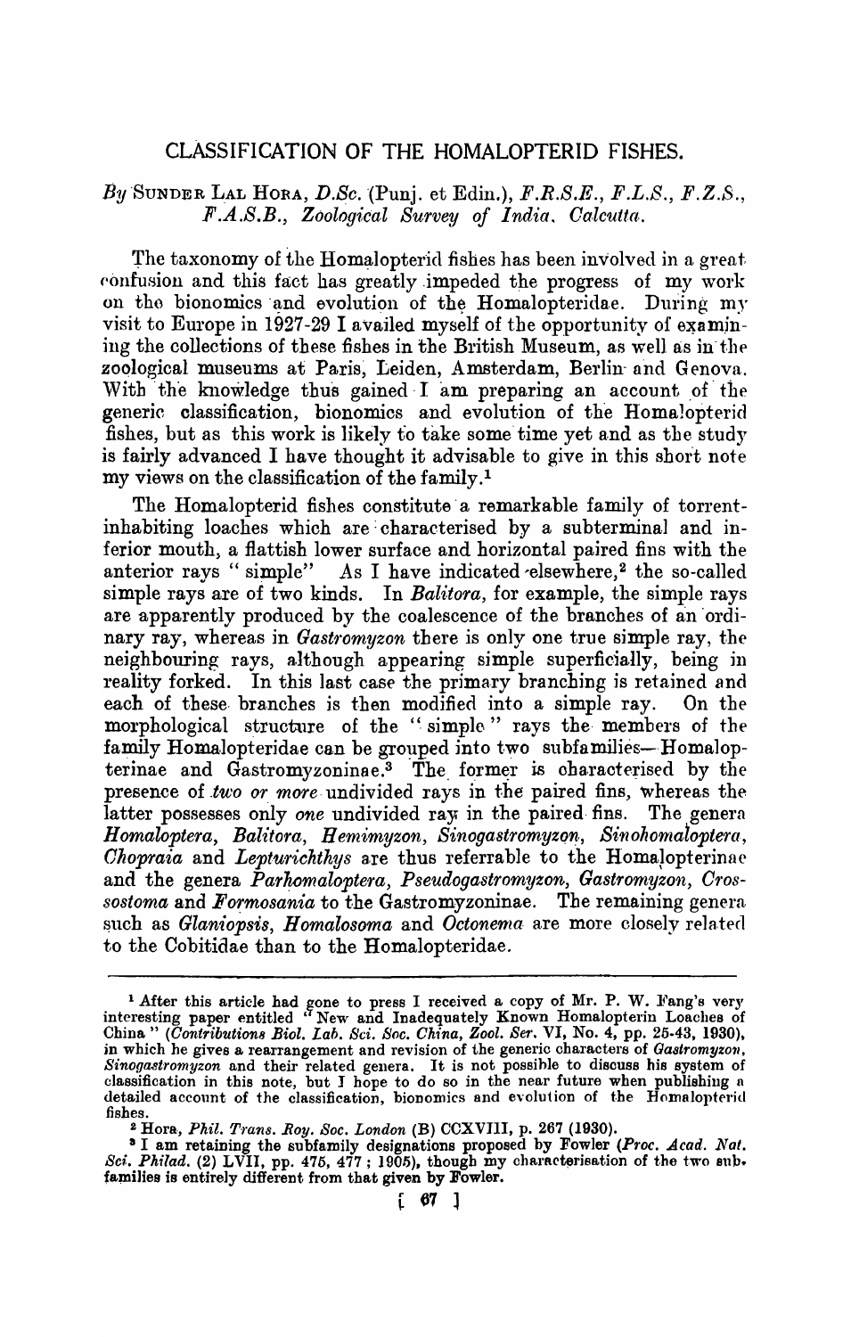# CLASSIFICATION OF THE HOMALOPTERID FISHES.

*By* SUNDER LAL HORA, *D.Sc.* (Punj. et Edin.), *F.R.S.E.*, *F.L.S.*, *F.Z.S.*, *F.A.S.B.*, *Zoological Survey of India*, *Calcutta*.

The taxonomy of the Homalopterid fishes has been involved in a great confusion and this fact has greatly impeded the progress of my work on the bionomics and evolution of the Homalopteridae. During my visit to Europe in 1927-29 I availed myself of the opportunity of examining the collections of these fishes in the British Museum, as well as in the zoological museums at Paris, Leiden, Amsterdam, Berlin and Genova. With the knowledge thus gained I am preparing an account of the generic classification, bionomics and evolution of the Homalopterid fishes, but as this work is likely to take some time yet and as the study is fairly advanced I have thought it advisable to give in this short note my views on the classification of the family.[1]

The Homalopterid fishes constitute a remarkable family of torrent-inhabiting loaches which are characterised by a subterminal and inferior mouth, a flattish lower surface and horizontal paired fins with the anterior rays " simple" As I have indicated elsewhere,[2] the so-called simple rays are of two kinds. In *Balitora*, for example, the simple rays are apparently produced by the coalescence of the branches of an ordinary ray, whereas in *Gastromyzon* there is only one true simple ray, the neighbouring rays, although appearing simple superficially, being in reality forked. In this last case the primary branching is retained and each of these branches is then modified into a simple ray. On the morphological structure of the " simple " rays the members of the family Homalopteridae can be grouped into two subfamilies—Homalopterinae and Gastromyzoninae.[3] The former is characterised by the presence of *two or more* undivided rays in the paired fins, whereas the latter possesses only *one* undivided ray in the paired fins. The genera *Homaloptera*, *Balitora*, *Hemimyzon*, *Sinogastromyzon*, *Sinohomaloptera*, *Chopraia* and *Lepturichthys* are thus referrable to the Homalopterinae and the genera *Parhomaloptera*, *Pseudogastromyzon*, *Gastromyzon*, *Crossostoma* and *Formosania* to the Gastromyzoninae. The remaining genera such as *Glaniopsis*, *Homalosoma* and *Octonema* are more closely related to the Cobitidae than to the Homalopteridae.

---

[1] After this article had gone to press I received a copy of Mr. P. W. Fang's very interesting paper entitled " New and Inadequately Known Homalopterin Loaches of China " (*Contributions Biol. Lab. Sci. Soc. China, Zool. Ser.* VI, No. 4, pp. 25-43, 1930), in which he gives a rearrangement and revision of the generic characters of *Gastromyzon*, *Sinogastromyzon* and their related genera. It is not possible to discuss his system of classification in this note, but I hope to do so in the near future when publishing a detailed account of the classification, bionomics and evolution of the Homalopterid fishes.

[2] Hora, *Phil. Trans. Roy. Soc. London* (B) CCXVIII, p. 267 (1930).

[3] I am retaining the subfamily designations proposed by Fowler (*Proc. Acad. Nat. Sci. Philad.* (2) LVII, pp. 475, 477; 1905), though my characterisation of the two subfamilies is entirely different from that given by Fowler.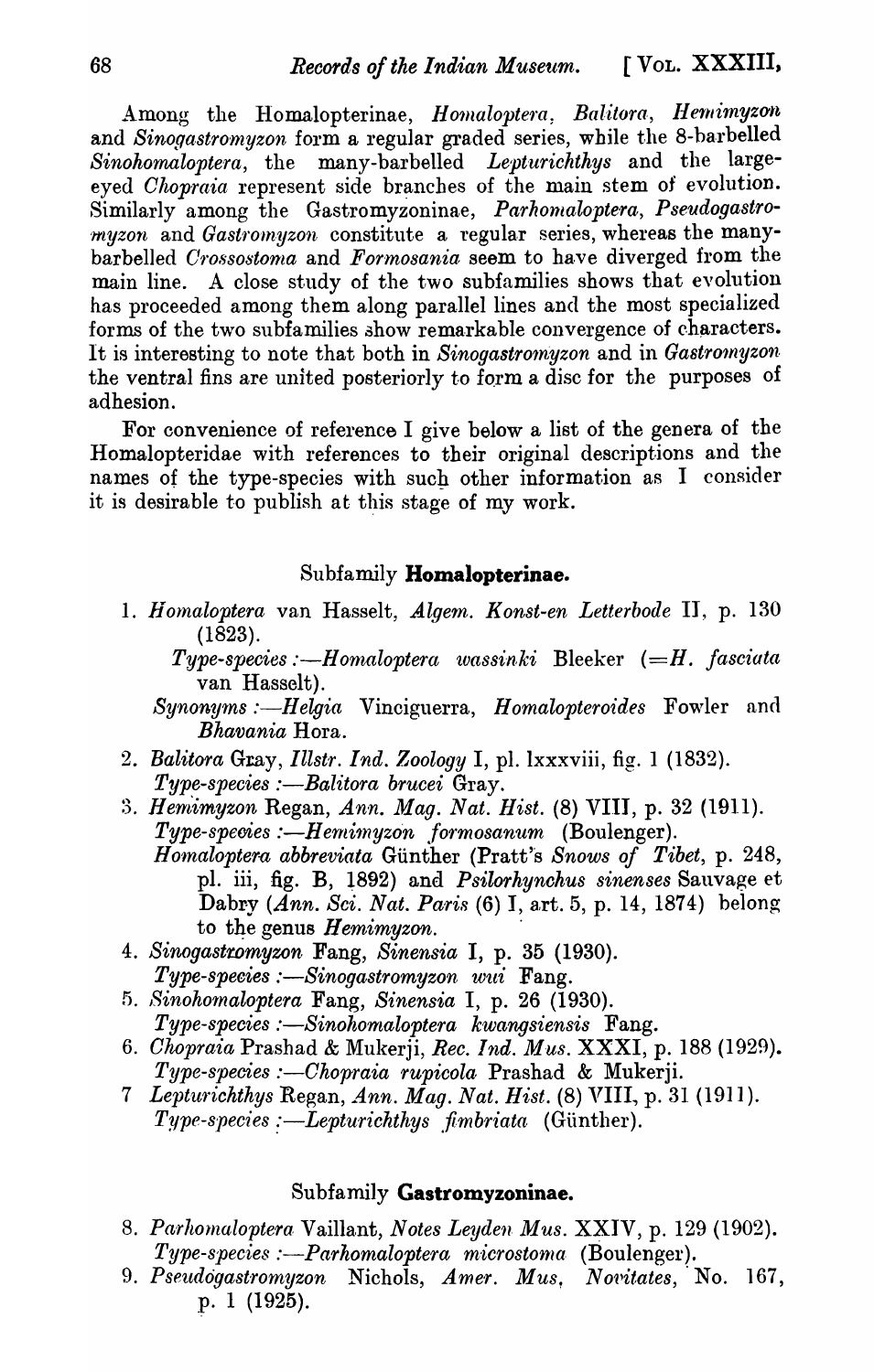Among the Homalopterinae, *Homaloptera*, *Balitora*, *Hemimyzon* and *Sinogastromyzon* form a regular graded series, while the 8-barbelled *Sinohomaloptera*, the many-barbelled *Lepturichthys* and the large-eyed *Chopraia* represent side branches of the main stem of evolution. Similarly among the Gastromyzoninae, *Parhomaloptera*, *Pseudogastromyzon* and *Gastromyzon* constitute a regular series, whereas the many-barbelled *Crossostoma* and *Formosania* seem to have diverged from the main line. A close study of the two subfamilies shows that evolution has proceeded among them along parallel lines and the most specialized forms of the two subfamilies show remarkable convergence of characters. It is interesting to note that both in *Sinogastromyzon* and in *Gastromyzon* the ventral fins are united posteriorly to form a disc for the purposes of adhesion.

For convenience of reference I give below a list of the genera of the Homalopteridae with references to their original descriptions and the names of the type-species with such other information as I consider it is desirable to publish at this stage of my work.

## Subfamily **Homalopterinae.**

1. *Homaloptera* van Hasselt, *Algem. Konst-en Letterbode* II, p. 130 (1823).
   *Type-species :—Homaloptera wassinki* Bleeker (=*H. fasciata* van Hasselt).
   *Synonyms :—Helgia* Vinciguerra, *Homalopteroides* Fowler and *Bhavania* Hora.
2. *Balitora* Gray, *Illstr. Ind. Zoology* I, pl. lxxxviii, fig. 1 (1832).
   *Type-species :—Balitora brucei* Gray.
3. *Hemimyzon* Regan, *Ann. Mag. Nat. Hist.* (8) VIII, p. 32 (1911).
   *Type-species :—Hemimyzon formosanum* (Boulenger).
   *Homaloptera abbreviata* Günther (Pratt's *Snows of Tibet*, p. 248, pl. iii, fig. B, 1892) and *Psilorhynchus sinenses* Sauvage et Dabry (*Ann. Sci. Nat. Paris* (6) I, art. 5, p. 14, 1874) belong to the genus *Hemimyzon*.
4. *Sinogastromyzon* Fang, *Sinensia* I, p. 35 (1930).
   *Type-species :—Sinogastromyzon wui* Fang.
5. *Sinohomaloptera* Fang, *Sinensia* I, p. 26 (1930).
   *Type-species :—Sinohomaloptera kwangsiensis* Fang.
6. *Chopraia* Prashad & Mukerji, *Rec. Ind. Mus.* XXXI, p. 188 (1929).
   *Type-species :—Chopraia rupicola* Prashad & Mukerji.
7. *Lepturichthys* Regan, *Ann. Mag. Nat. Hist.* (8) VIII, p. 31 (1911).
   *Type-species :—Lepturichthys fimbriata* (Günther).

## Subfamily **Gastromyzoninae.**

8. *Parhomaloptera* Vaillant, *Notes Leyden Mus.* XXIV, p. 129 (1902).
   *Type-species :—Parhomaloptera microstoma* (Boulenger).
9. *Pseudogastromyzon* Nichols, *Amer. Mus, Novitates*, No. 167, p. 1 (1925).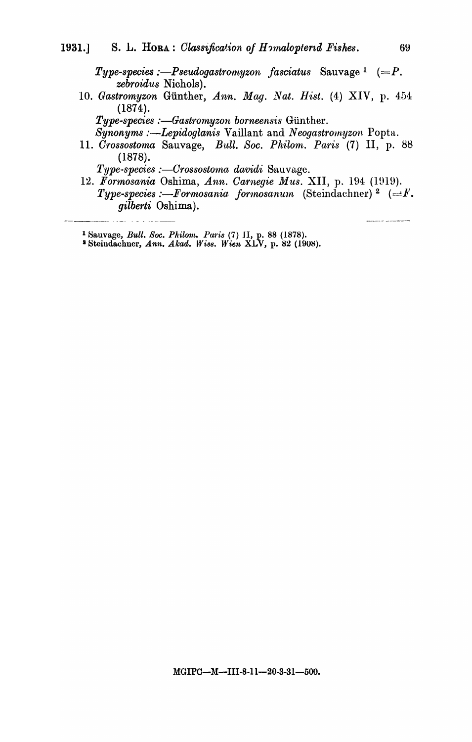*Type-species* :—*Pseudogastromyzon fasciatus* Sauvage [1] (=*P. zebroidus* Nichols).

10. *Gastromyzon* Günther, *Ann. Mag. Nat. Hist.* (4) XIV, p. 454 (1874).

    *Type-species* :—*Gastromyzon borneensis* Günther.

    *Synonyms* :—*Lepidoglanis* Vaillant and *Neogastromyzon* Popta.

11. *Crossostoma* Sauvage, *Bull. Soc. Philom. Paris* (7) II, p. 88 (1878).

    *Type-species* :—*Crossostoma davidi* Sauvage.

12. *Formosania* Oshima, *Ann. Carnegie Mus.* XII, p. 194 (1919).

    *Type-species* :—*Formosania formosanum* (Steindachner) [2] (=*F. gilberti* Oshima).

---

[1] Sauvage, *Bull. Soc. Philom. Paris* (7) II, p. 88 (1878).

[2] Steindachner, *Ann. Akad. Wiss. Wien* XLV, p. 82 (1908).

MGIPC—M—III-8-11—20-3-31—500.